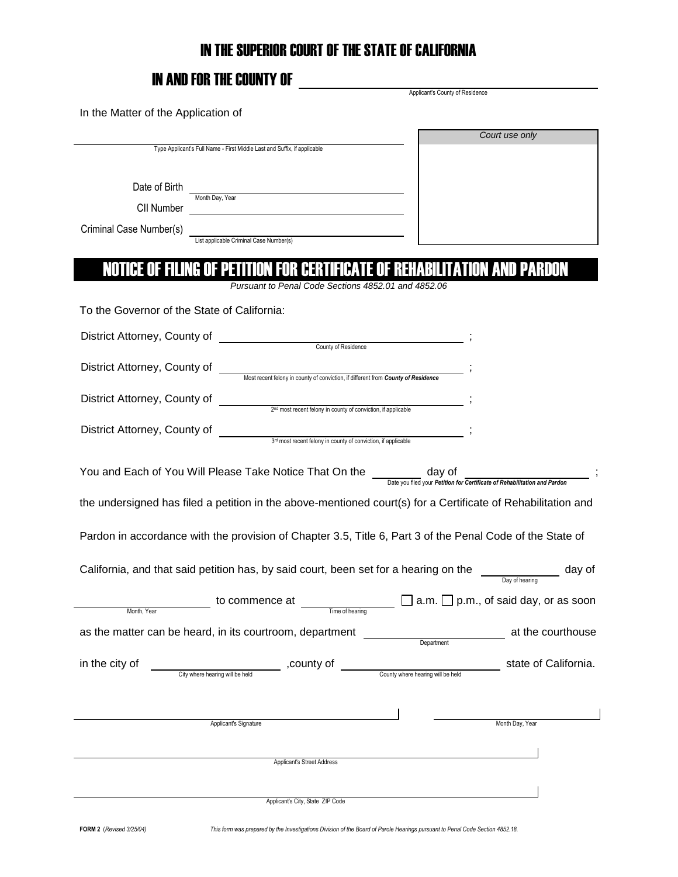# IN THE SUPERIOR COURT OF THE STATE OF CALIFORNIA

## IN AND FOR THE COUNTY OF ______________________

Applicant's County of Residence

In the Matter of the Application of

______________________________________________

Type Applicant's Full Name - First Middle Last and Suffix, if applicable

| Court use only |
|---|
| |

Date of Birth ______________________
Month Day, Year

CII Number ______________________

Criminal Case Number(s) ______________________
List applicable Criminal Case Number(s)

## NOTICE OF FILING OF PETITION FOR CERTIFICATE OF REHABILITATION AND PARDON

*Pursuant to Penal Code Sections 4852.01 and 4852.06*

To the Governor of the State of California:

District Attorney, County of ______________________ ;
County of Residence

District Attorney, County of ______________________ ;
Most recent felony in county of conviction, if different from ***County of Residence***

District Attorney, County of ______________________ ;
2nd most recent felony in county of conviction, if applicable

District Attorney, County of ______________________ ;
3rd most recent felony in county of conviction, if applicable

You and Each of You Will Please Take Notice That On the ________ day of ______________________ ;
*Date you filed your **Petition for Certificate of Rehabilitation and Pardon***

the undersigned has filed a petition in the above-mentioned court(s) for a Certificate of Rehabilitation and Pardon in accordance with the provision of Chapter 3.5, Title 6, Part 3 of the Penal Code of the State of California, and that said petition has, by said court, been set for a hearing on the ________ day of
Day of hearing

______________________ to commence at ______________ ☐ a.m. ☐ p.m., of said day, or as soon
Month, Year / Time of hearing

as the matter can be heard, in its courtroom, department ______________________ at the courthouse
Department

in the city of ______________________ ,county of ______________________ state of California.
City where hearing will be held / County where hearing will be held

______________________________________________ ______________________
Applicant's Signature / Month Day, Year

______________________________________________
Applicant's Street Address

______________________________________________
Applicant's City, State ZIP Code

**FORM 2** (*Revised 3/25/04*)

*This form was prepared by the Investigations Division of the Board of Parole Hearings pursuant to Penal Code Section 4852.18.*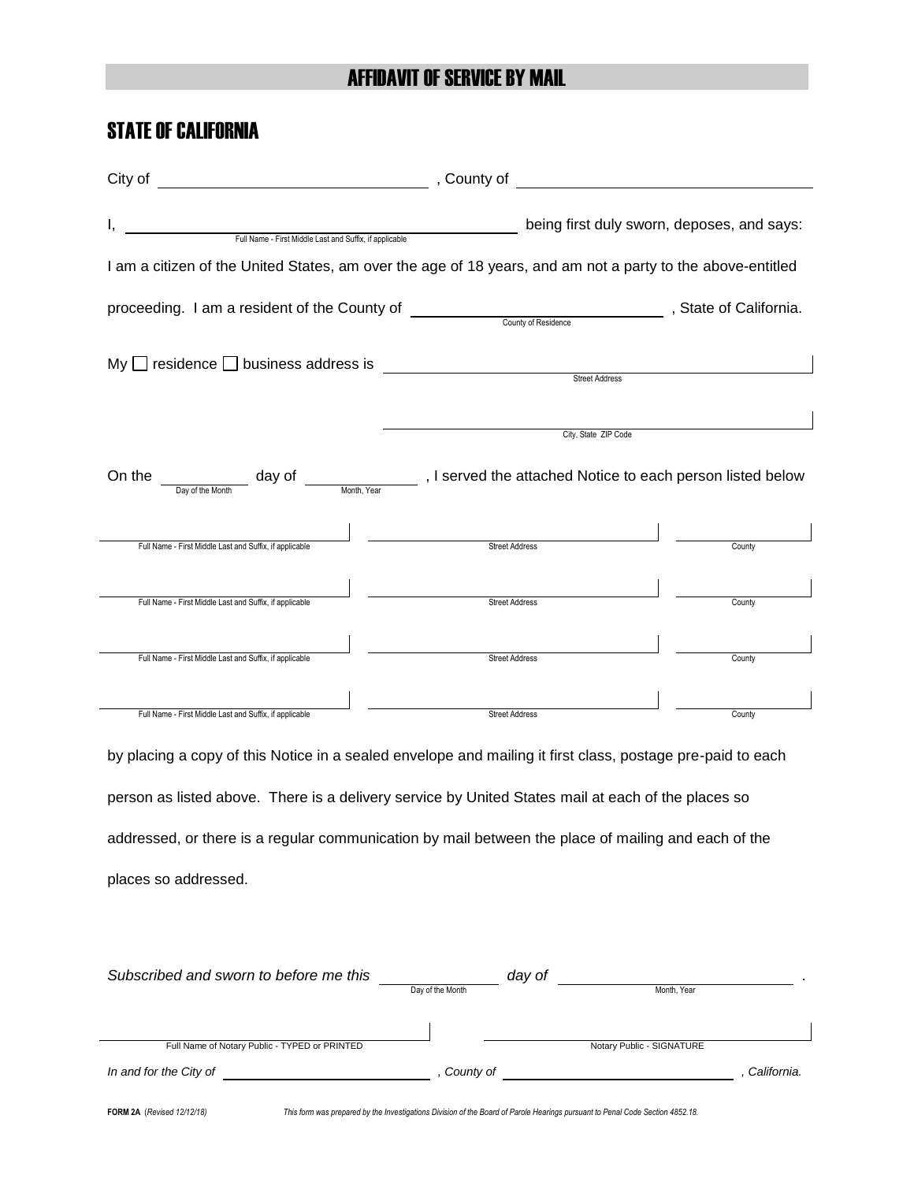# AFFIDAVIT OF SERVICE BY MAIL

## STATE OF CALIFORNIA

City of \_\_\_\_\_\_\_\_\_\_\_\_\_\_\_\_\_\_\_\_, County of \_\_\_\_\_\_\_\_\_\_\_\_\_\_\_\_\_\_\_\_

I, \_\_\_\_\_\_\_\_\_\_\_\_\_\_\_\_\_\_\_\_\_\_\_\_\_\_\_\_\_\_ being first duly sworn, deposes, and says:
Full Name - First Middle Last and Suffix, if applicable

I am a citizen of the United States, am over the age of 18 years, and am not a party to the above-entitled proceeding. I am a resident of the County of \_\_\_\_\_\_\_\_\_\_\_\_\_\_\_\_\_\_\_\_, State of California.
County of Residence

My ☐ residence ☐ business address is \_\_\_\_\_\_\_\_\_\_\_\_\_\_\_\_\_\_\_\_\_\_\_\_\_\_\_\_\_\_
Street Address

\_\_\_\_\_\_\_\_\_\_\_\_\_\_\_\_\_\_\_\_\_\_\_\_\_\_\_\_\_\_
City, State ZIP Code

On the \_\_\_\_\_\_\_\_\_\_ day of \_\_\_\_\_\_\_\_\_\_, I served the attached Notice to each person listed below
Day of the Month — Month, Year

| Full Name - First Middle Last and Suffix, if applicable | Street Address | County |
|---|---|---|
| | | |
| | | |
| | | |
| | | |

by placing a copy of this Notice in a sealed envelope and mailing it first class, postage pre-paid to each person as listed above. There is a delivery service by United States mail at each of the places so addressed, or there is a regular communication by mail between the place of mailing and each of the places so addressed.

*Subscribed and sworn to before me this* \_\_\_\_\_\_\_\_\_\_ *day of* \_\_\_\_\_\_\_\_\_\_\_\_\_\_\_\_\_\_\_\_.
Day of the Month — Month, Year

\_\_\_\_\_\_\_\_\_\_\_\_\_\_\_\_\_\_\_\_\_\_\_\_\_\_\_\_\_\_ \_\_\_\_\_\_\_\_\_\_\_\_\_\_\_\_\_\_\_\_\_\_\_\_\_\_\_\_\_\_
Full Name of Notary Public - TYPED or PRINTED — Notary Public - SIGNATURE

*In and for the City of* \_\_\_\_\_\_\_\_\_\_\_\_\_\_\_\_\_\_\_\_*, County of* \_\_\_\_\_\_\_\_\_\_\_\_\_\_\_\_\_\_\_\_*, California.*

**FORM 2A** *(Revised 12/12/18)* *This form was prepared by the Investigations Division of the Board of Parole Hearings pursuant to Penal Code Section 4852.18.*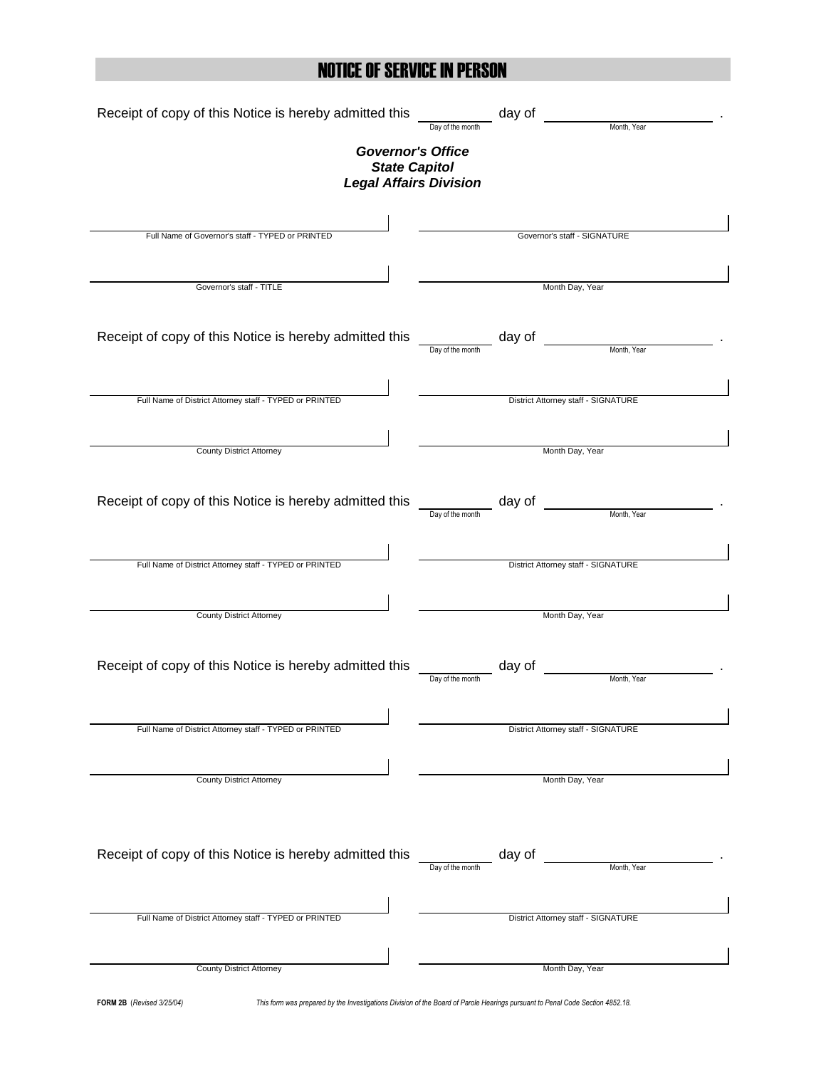# NOTICE OF SERVICE IN PERSON

Receipt of copy of this Notice is hereby admitted this ____________ day of ________________________ .
Day of the month — Month, Year

***Governor's Office***
***State Capitol***
***Legal Affairs Division***

| | |
|---|---|
| Full Name of Governor's staff - TYPED or PRINTED | Governor's staff - SIGNATURE |
| Governor's staff - TITLE | Month Day, Year |

Receipt of copy of this Notice is hereby admitted this ____________ day of ________________________ .
Day of the month — Month, Year

| | |
|---|---|
| Full Name of District Attorney staff - TYPED or PRINTED | District Attorney staff - SIGNATURE |
| County District Attorney | Month Day, Year |

Receipt of copy of this Notice is hereby admitted this ____________ day of ________________________ .
Day of the month — Month, Year

| | |
|---|---|
| Full Name of District Attorney staff - TYPED or PRINTED | District Attorney staff - SIGNATURE |
| County District Attorney | Month Day, Year |

Receipt of copy of this Notice is hereby admitted this ____________ day of ________________________ .
Day of the month — Month, Year

| | |
|---|---|
| Full Name of District Attorney staff - TYPED or PRINTED | District Attorney staff - SIGNATURE |
| County District Attorney | Month Day, Year |

Receipt of copy of this Notice is hereby admitted this ____________ day of ________________________ .
Day of the month — Month, Year

| | |
|---|---|
| Full Name of District Attorney staff - TYPED or PRINTED | District Attorney staff - SIGNATURE |
| County District Attorney | Month Day, Year |

**FORM 2B** *(Revised 3/25/04)*

*This form was prepared by the Investigations Division of the Board of Parole Hearings pursuant to Penal Code Section 4852.18.*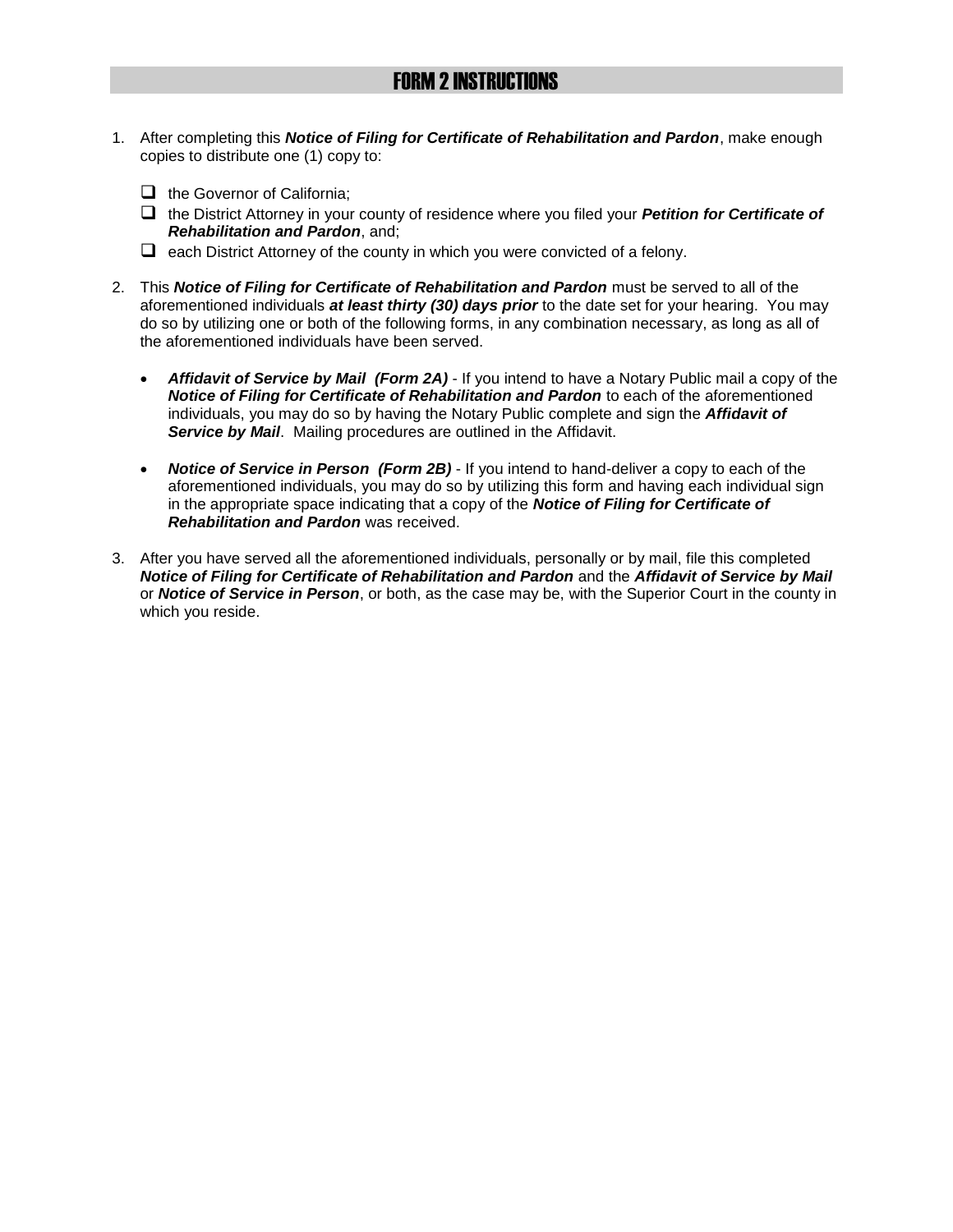# FORM 2 INSTRUCTIONS

1. After completing this ***Notice of Filing for Certificate of Rehabilitation and Pardon***, make enough copies to distribute one (1) copy to:

   - ☐ the Governor of California;
   - ☐ the District Attorney in your county of residence where you filed your ***Petition for Certificate of Rehabilitation and Pardon***, and;
   - ☐ each District Attorney of the county in which you were convicted of a felony.

2. This ***Notice of Filing for Certificate of Rehabilitation and Pardon*** must be served to all of the aforementioned individuals ***at least thirty (30) days prior*** to the date set for your hearing. You may do so by utilizing one or both of the following forms, in any combination necessary, as long as all of the aforementioned individuals have been served.

   - ***Affidavit of Service by Mail (Form 2A)*** - If you intend to have a Notary Public mail a copy of the ***Notice of Filing for Certificate of Rehabilitation and Pardon*** to each of the aforementioned individuals, you may do so by having the Notary Public complete and sign the ***Affidavit of Service by Mail***. Mailing procedures are outlined in the Affidavit.

   - ***Notice of Service in Person (Form 2B)*** - If you intend to hand-deliver a copy to each of the aforementioned individuals, you may do so by utilizing this form and having each individual sign in the appropriate space indicating that a copy of the ***Notice of Filing for Certificate of Rehabilitation and Pardon*** was received.

3. After you have served all the aforementioned individuals, personally or by mail, file this completed ***Notice of Filing for Certificate of Rehabilitation and Pardon*** and the ***Affidavit of Service by Mail*** or ***Notice of Service in Person***, or both, as the case may be, with the Superior Court in the county in which you reside.